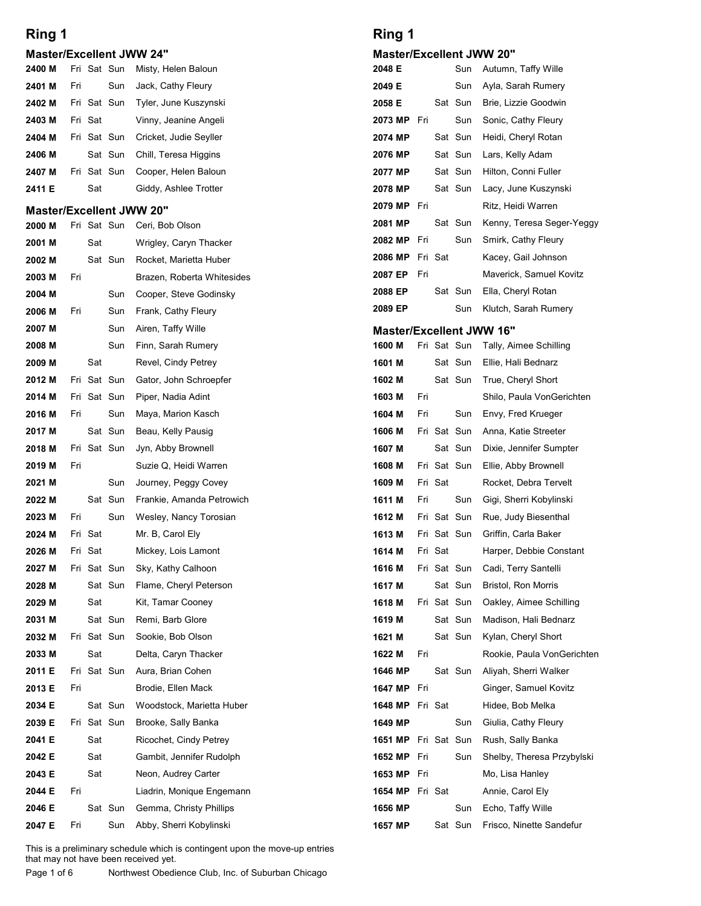## Ring 1

### Master/Excellent JWW 24"

| Armband | Fri | Sat | Sun | Dog, Handler |
|---|---|---|---|---|
| 2400 M | Fri | Sat | Sun | Misty, Helen Baloun |
| 2401 M | Fri | | Sun | Jack, Cathy Fleury |
| 2402 M | Fri | Sat | Sun | Tyler, June Kuszynski |
| 2403 M | Fri | Sat | | Vinny, Jeanine Angeli |
| 2404 M | Fri | Sat | Sun | Cricket, Judie Seyller |
| 2406 M | | Sat | Sun | Chill, Teresa Higgins |
| 2407 M | Fri | Sat | Sun | Cooper, Helen Baloun |
| 2411 E | | Sat | | Giddy, Ashlee Trotter |

### Master/Excellent JWW 20"

| Armband | Fri | Sat | Sun | Dog, Handler |
|---|---|---|---|---|
| 2000 M | Fri | Sat | Sun | Ceri, Bob Olson |
| 2001 M | | Sat | | Wrigley, Caryn Thacker |
| 2002 M | | Sat | Sun | Rocket, Marietta Huber |
| 2003 M | Fri | | | Brazen, Roberta Whitesides |
| 2004 M | | | Sun | Cooper, Steve Godinsky |
| 2006 M | Fri | | Sun | Frank, Cathy Fleury |
| 2007 M | | | Sun | Airen, Taffy Wille |
| 2008 M | | | Sun | Finn, Sarah Rumery |
| 2009 M | | Sat | | Revel, Cindy Petrey |
| 2012 M | Fri | Sat | Sun | Gator, John Schroepfer |
| 2014 M | Fri | Sat | Sun | Piper, Nadia Adint |
| 2016 M | Fri | | Sun | Maya, Marion Kasch |
| 2017 M | | Sat | Sun | Beau, Kelly Pausig |
| 2018 M | Fri | Sat | Sun | Jyn, Abby Brownell |
| 2019 M | Fri | | | Suzie Q, Heidi Warren |
| 2021 M | | | Sun | Journey, Peggy Covey |
| 2022 M | | Sat | Sun | Frankie, Amanda Petrowich |
| 2023 M | Fri | | Sun | Wesley, Nancy Torosian |
| 2024 M | Fri | Sat | | Mr. B, Carol Ely |
| 2026 M | Fri | Sat | | Mickey, Lois Lamont |
| 2027 M | Fri | Sat | Sun | Sky, Kathy Calhoon |
| 2028 M | | Sat | Sun | Flame, Cheryl Peterson |
| 2029 M | | Sat | | Kit, Tamar Cooney |
| 2031 M | | Sat | Sun | Remi, Barb Glore |
| 2032 M | Fri | Sat | Sun | Sookie, Bob Olson |
| 2033 M | | Sat | | Delta, Caryn Thacker |
| 2011 E | Fri | Sat | Sun | Aura, Brian Cohen |
| 2013 E | Fri | | | Brodie, Ellen Mack |
| 2034 E | | Sat | Sun | Woodstock, Marietta Huber |
| 2039 E | Fri | Sat | Sun | Brooke, Sally Banka |
| 2041 E | | Sat | | Ricochet, Cindy Petrey |
| 2042 E | | Sat | | Gambit, Jennifer Rudolph |
| 2043 E | | Sat | | Neon, Audrey Carter |
| 2044 E | Fri | | | Liadrin, Monique Engemann |
| 2046 E | | Sat | Sun | Gemma, Christy Phillips |
| 2047 E | Fri | | Sun | Abby, Sherri Kobylinski |

This is a preliminary schedule which is contingent upon the move-up entries that may not have been received yet.

Northwest Obedience Club, Inc. of Suburban Chicago

## Ring 1

### Master/Excellent JWW 20"

| Armband | Fri | Sat | Sun | Dog, Handler |
|---|---|---|---|---|
| 2048 E | | | Sun | Autumn, Taffy Wille |
| 2049 E | | | Sun | Ayla, Sarah Rumery |
| 2058 E | | Sat | Sun | Brie, Lizzie Goodwin |
| 2073 MP | Fri | | Sun | Sonic, Cathy Fleury |
| 2074 MP | | Sat | Sun | Heidi, Cheryl Rotan |
| 2076 MP | | Sat | Sun | Lars, Kelly Adam |
| 2077 MP | | Sat | Sun | Hilton, Conni Fuller |
| 2078 MP | | Sat | Sun | Lacy, June Kuszynski |
| 2079 MP | Fri | | | Ritz, Heidi Warren |
| 2081 MP | | Sat | Sun | Kenny, Teresa Seger-Yeggy |
| 2082 MP | Fri | | Sun | Smirk, Cathy Fleury |
| 2086 MP | Fri | Sat | | Kacey, Gail Johnson |
| 2087 EP | Fri | | | Maverick, Samuel Kovitz |
| 2088 EP | | Sat | Sun | Ella, Cheryl Rotan |
| 2089 EP | | | Sun | Klutch, Sarah Rumery |

### Master/Excellent JWW 16"

| Armband | Fri | Sat | Sun | Dog, Handler |
|---|---|---|---|---|
| 1600 M | Fri | Sat | Sun | Tally, Aimee Schilling |
| 1601 M | | Sat | Sun | Ellie, Hali Bednarz |
| 1602 M | | Sat | Sun | True, Cheryl Short |
| 1603 M | Fri | | | Shilo, Paula VonGerichten |
| 1604 M | Fri | | Sun | Envy, Fred Krueger |
| 1606 M | Fri | Sat | Sun | Anna, Katie Streeter |
| 1607 M | | Sat | Sun | Dixie, Jennifer Sumpter |
| 1608 M | Fri | Sat | Sun | Ellie, Abby Brownell |
| 1609 M | Fri | Sat | | Rocket, Debra Tervelt |
| 1611 M | Fri | | Sun | Gigi, Sherri Kobylinski |
| 1612 M | Fri | Sat | Sun | Rue, Judy Biesenthal |
| 1613 M | Fri | Sat | Sun | Griffin, Carla Baker |
| 1614 M | Fri | Sat | | Harper, Debbie Constant |
| 1616 M | Fri | Sat | Sun | Cadi, Terry Santelli |
| 1617 M | | Sat | Sun | Bristol, Ron Morris |
| 1618 M | Fri | Sat | Sun | Oakley, Aimee Schilling |
| 1619 M | | Sat | Sun | Madison, Hali Bednarz |
| 1621 M | | Sat | Sun | Kylan, Cheryl Short |
| 1622 M | Fri | | | Rookie, Paula VonGerichten |
| 1646 MP | | Sat | Sun | Aliyah, Sherri Walker |
| 1647 MP | Fri | | | Ginger, Samuel Kovitz |
| 1648 MP | Fri | Sat | | Hidee, Bob Melka |
| 1649 MP | | | Sun | Giulia, Cathy Fleury |
| 1651 MP | Fri | Sat | Sun | Rush, Sally Banka |
| 1652 MP | Fri | | Sun | Shelby, Theresa Przybylski |
| 1653 MP | Fri | | | Mo, Lisa Hanley |
| 1654 MP | Fri | Sat | | Annie, Carol Ely |
| 1656 MP | | | Sun | Echo, Taffy Wille |
| 1657 MP | | Sat | Sun | Frisco, Ninette Sandefur |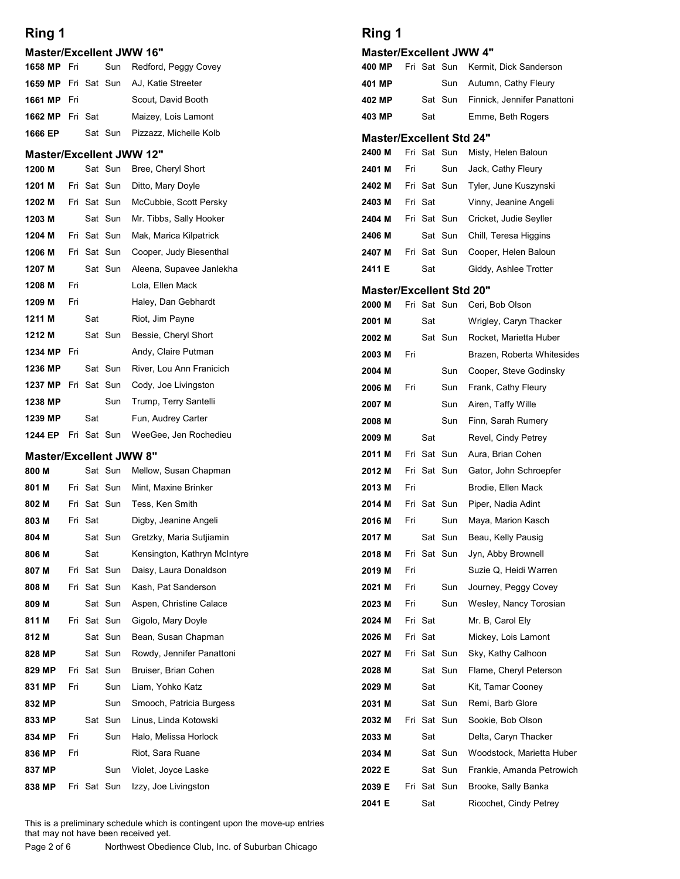## Ring 1

### Master/Excellent JWW 16"

| Entry | Fri | Sat | Sun | Dog, Handler |
|---|---|---|---|---|
| 1658 MP | Fri | | Sun | Redford, Peggy Covey |
| 1659 MP | Fri | Sat | Sun | AJ, Katie Streeter |
| 1661 MP | Fri | | | Scout, David Booth |
| 1662 MP | Fri | Sat | | Maizey, Lois Lamont |
| 1666 EP | | Sat | Sun | Pizzazz, Michelle Kolb |

### Master/Excellent JWW 12"

| Entry | Fri | Sat | Sun | Dog, Handler |
|---|---|---|---|---|
| 1200 M | | Sat | Sun | Bree, Cheryl Short |
| 1201 M | Fri | Sat | Sun | Ditto, Mary Doyle |
| 1202 M | Fri | Sat | Sun | McCubbie, Scott Persky |
| 1203 M | | Sat | Sun | Mr. Tibbs, Sally Hooker |
| 1204 M | Fri | Sat | Sun | Mak, Marica Kilpatrick |
| 1206 M | Fri | Sat | Sun | Cooper, Judy Biesenthal |
| 1207 M | | Sat | Sun | Aleena, Supavee Janlekha |
| 1208 M | Fri | | | Lola, Ellen Mack |
| 1209 M | Fri | | | Haley, Dan Gebhardt |
| 1211 M | | Sat | | Riot, Jim Payne |
| 1212 M | | Sat | Sun | Bessie, Cheryl Short |
| 1234 MP | Fri | | | Andy, Claire Putman |
| 1236 MP | | Sat | Sun | River, Lou Ann Franicich |
| 1237 MP | Fri | Sat | Sun | Cody, Joe Livingston |
| 1238 MP | | | Sun | Trump, Terry Santelli |
| 1239 MP | | Sat | | Fun, Audrey Carter |
| 1244 EP | Fri | Sat | Sun | WeeGee, Jen Rochedieu |

### Master/Excellent JWW 8"

| Entry | Fri | Sat | Sun | Dog, Handler |
|---|---|---|---|---|
| 800 M | | Sat | Sun | Mellow, Susan Chapman |
| 801 M | Fri | Sat | Sun | Mint, Maxine Brinker |
| 802 M | Fri | Sat | Sun | Tess, Ken Smith |
| 803 M | Fri | Sat | | Digby, Jeanine Angeli |
| 804 M | | Sat | Sun | Gretzky, Maria Sutjiamin |
| 806 M | | Sat | | Kensington, Kathryn McIntyre |
| 807 M | Fri | Sat | Sun | Daisy, Laura Donaldson |
| 808 M | Fri | Sat | Sun | Kash, Pat Sanderson |
| 809 M | | Sat | Sun | Aspen, Christine Calace |
| 811 M | Fri | Sat | Sun | Gigolo, Mary Doyle |
| 812 M | | Sat | Sun | Bean, Susan Chapman |
| 828 MP | | Sat | Sun | Rowdy, Jennifer Panattoni |
| 829 MP | Fri | Sat | Sun | Bruiser, Brian Cohen |
| 831 MP | Fri | | Sun | Liam, Yohko Katz |
| 832 MP | | | Sun | Smooch, Patricia Burgess |
| 833 MP | | Sat | Sun | Linus, Linda Kotowski |
| 834 MP | Fri | | Sun | Halo, Melissa Horlock |
| 836 MP | Fri | | | Riot, Sara Ruane |
| 837 MP | | | Sun | Violet, Joyce Laske |
| 838 MP | Fri | Sat | Sun | Izzy, Joe Livingston |

## Ring 1

### Master/Excellent JWW 4"

| Entry | Fri | Sat | Sun | Dog, Handler |
|---|---|---|---|---|
| 400 MP | Fri | Sat | Sun | Kermit, Dick Sanderson |
| 401 MP | | | Sun | Autumn, Cathy Fleury |
| 402 MP | | Sat | Sun | Finnick, Jennifer Panattoni |
| 403 MP | | Sat | | Emme, Beth Rogers |

### Master/Excellent Std 24"

| Entry | Fri | Sat | Sun | Dog, Handler |
|---|---|---|---|---|
| 2400 M | Fri | Sat | Sun | Misty, Helen Baloun |
| 2401 M | Fri | | Sun | Jack, Cathy Fleury |
| 2402 M | Fri | Sat | Sun | Tyler, June Kuszynski |
| 2403 M | Fri | Sat | | Vinny, Jeanine Angeli |
| 2404 M | Fri | Sat | Sun | Cricket, Judie Seyller |
| 2406 M | | Sat | Sun | Chill, Teresa Higgins |
| 2407 M | Fri | Sat | Sun | Cooper, Helen Baloun |
| 2411 E | | Sat | | Giddy, Ashlee Trotter |

### Master/Excellent Std 20"

| Entry | Fri | Sat | Sun | Dog, Handler |
|---|---|---|---|---|
| 2000 M | Fri | Sat | Sun | Ceri, Bob Olson |
| 2001 M | | Sat | | Wrigley, Caryn Thacker |
| 2002 M | | Sat | Sun | Rocket, Marietta Huber |
| 2003 M | Fri | | | Brazen, Roberta Whitesides |
| 2004 M | | | Sun | Cooper, Steve Godinsky |
| 2006 M | Fri | | Sun | Frank, Cathy Fleury |
| 2007 M | | | Sun | Airen, Taffy Wille |
| 2008 M | | | Sun | Finn, Sarah Rumery |
| 2009 M | | Sat | | Revel, Cindy Petrey |
| 2011 M | Fri | Sat | Sun | Aura, Brian Cohen |
| 2012 M | Fri | Sat | Sun | Gator, John Schroepfer |
| 2013 M | Fri | | | Brodie, Ellen Mack |
| 2014 M | Fri | Sat | Sun | Piper, Nadia Adint |
| 2016 M | Fri | | Sun | Maya, Marion Kasch |
| 2017 M | | Sat | Sun | Beau, Kelly Pausig |
| 2018 M | Fri | Sat | Sun | Jyn, Abby Brownell |
| 2019 M | Fri | | | Suzie Q, Heidi Warren |
| 2021 M | Fri | | Sun | Journey, Peggy Covey |
| 2023 M | Fri | | Sun | Wesley, Nancy Torosian |
| 2024 M | Fri | Sat | | Mr. B, Carol Ely |
| 2026 M | Fri | Sat | | Mickey, Lois Lamont |
| 2027 M | Fri | Sat | Sun | Sky, Kathy Calhoon |
| 2028 M | | Sat | Sun | Flame, Cheryl Peterson |
| 2029 M | | Sat | | Kit, Tamar Cooney |
| 2031 M | | Sat | Sun | Remi, Barb Glore |
| 2032 M | Fri | Sat | Sun | Sookie, Bob Olson |
| 2033 M | | Sat | | Delta, Caryn Thacker |
| 2034 M | | Sat | Sun | Woodstock, Marietta Huber |
| 2022 E | | Sat | Sun | Frankie, Amanda Petrowich |
| 2039 E | Fri | Sat | Sun | Brooke, Sally Banka |
| 2041 E | | Sat | | Ricochet, Cindy Petrey |

This is a preliminary schedule which is contingent upon the move-up entries that may not have been received yet.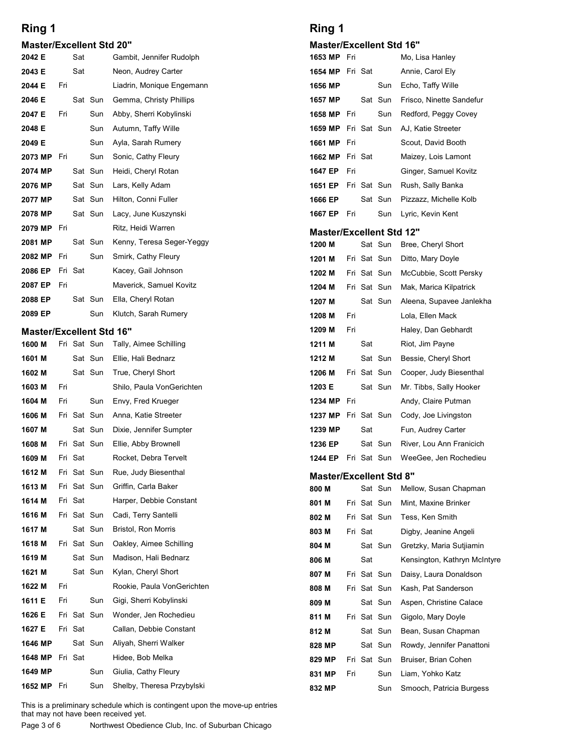## Ring 1

### Master/Excellent Std 20"

| | | | | |
|---|---|---|---|---|
| **2042 E** | | Sat | | Gambit, Jennifer Rudolph |
| **2043 E** | | Sat | | Neon, Audrey Carter |
| **2044 E** | Fri | | | Liadrin, Monique Engemann |
| **2046 E** | | Sat | Sun | Gemma, Christy Phillips |
| **2047 E** | Fri | | Sun | Abby, Sherri Kobylinski |
| **2048 E** | | | Sun | Autumn, Taffy Wille |
| **2049 E** | | | Sun | Ayla, Sarah Rumery |
| **2073 MP** | Fri | | Sun | Sonic, Cathy Fleury |
| **2074 MP** | | Sat | Sun | Heidi, Cheryl Rotan |
| **2076 MP** | | Sat | Sun | Lars, Kelly Adam |
| **2077 MP** | | Sat | Sun | Hilton, Conni Fuller |
| **2078 MP** | | Sat | Sun | Lacy, June Kuszynski |
| **2079 MP** | Fri | | | Ritz, Heidi Warren |
| **2081 MP** | | Sat | Sun | Kenny, Teresa Seger-Yeggy |
| **2082 MP** | Fri | | Sun | Smirk, Cathy Fleury |
| **2086 EP** | Fri | Sat | | Kacey, Gail Johnson |
| **2087 EP** | Fri | | | Maverick, Samuel Kovitz |
| **2088 EP** | | Sat | Sun | Ella, Cheryl Rotan |
| **2089 EP** | | | Sun | Klutch, Sarah Rumery |

### Master/Excellent Std 16"

| | | | | |
|---|---|---|---|---|
| **1600 M** | Fri | Sat | Sun | Tally, Aimee Schilling |
| **1601 M** | | Sat | Sun | Ellie, Hali Bednarz |
| **1602 M** | | Sat | Sun | True, Cheryl Short |
| **1603 M** | Fri | | | Shilo, Paula VonGerichten |
| **1604 M** | Fri | | Sun | Envy, Fred Krueger |
| **1606 M** | Fri | Sat | Sun | Anna, Katie Streeter |
| **1607 M** | | Sat | Sun | Dixie, Jennifer Sumpter |
| **1608 M** | Fri | Sat | Sun | Ellie, Abby Brownell |
| **1609 M** | Fri | Sat | | Rocket, Debra Tervelt |
| **1612 M** | Fri | Sat | Sun | Rue, Judy Biesenthal |
| **1613 M** | Fri | Sat | Sun | Griffin, Carla Baker |
| **1614 M** | Fri | Sat | | Harper, Debbie Constant |
| **1616 M** | Fri | Sat | Sun | Cadi, Terry Santelli |
| **1617 M** | | Sat | Sun | Bristol, Ron Morris |
| **1618 M** | Fri | Sat | Sun | Oakley, Aimee Schilling |
| **1619 M** | | Sat | Sun | Madison, Hali Bednarz |
| **1621 M** | | Sat | Sun | Kylan, Cheryl Short |
| **1622 M** | Fri | | | Rookie, Paula VonGerichten |
| **1611 E** | Fri | | Sun | Gigi, Sherri Kobylinski |
| **1626 E** | Fri | Sat | Sun | Wonder, Jen Rochedieu |
| **1627 E** | Fri | Sat | | Callan, Debbie Constant |
| **1646 MP** | | Sat | Sun | Aliyah, Sherri Walker |
| **1648 MP** | Fri | Sat | | Hidee, Bob Melka |
| **1649 MP** | | | Sun | Giulia, Cathy Fleury |
| **1652 MP** | Fri | | Sun | Shelby, Theresa Przybylski |

This is a preliminary schedule which is contingent upon the move-up entries that may not have been received yet.

## Ring 1

### Master/Excellent Std 16"

| | | | | |
|---|---|---|---|---|
| **1653 MP** | Fri | | | Mo, Lisa Hanley |
| **1654 MP** | Fri | Sat | | Annie, Carol Ely |
| **1656 MP** | | | Sun | Echo, Taffy Wille |
| **1657 MP** | | Sat | Sun | Frisco, Ninette Sandefur |
| **1658 MP** | Fri | | Sun | Redford, Peggy Covey |
| **1659 MP** | Fri | Sat | Sun | AJ, Katie Streeter |
| **1661 MP** | Fri | | | Scout, David Booth |
| **1662 MP** | Fri | Sat | | Maizey, Lois Lamont |
| **1647 EP** | Fri | | | Ginger, Samuel Kovitz |
| **1651 EP** | Fri | Sat | Sun | Rush, Sally Banka |
| **1666 EP** | | Sat | Sun | Pizzazz, Michelle Kolb |
| **1667 EP** | Fri | | Sun | Lyric, Kevin Kent |

### Master/Excellent Std 12"

| | | | | |
|---|---|---|---|---|
| **1200 M** | | Sat | Sun | Bree, Cheryl Short |
| **1201 M** | Fri | Sat | Sun | Ditto, Mary Doyle |
| **1202 M** | Fri | Sat | Sun | McCubbie, Scott Persky |
| **1204 M** | Fri | Sat | Sun | Mak, Marica Kilpatrick |
| **1207 M** | | Sat | Sun | Aleena, Supavee Janlekha |
| **1208 M** | Fri | | | Lola, Ellen Mack |
| **1209 M** | Fri | | | Haley, Dan Gebhardt |
| **1211 M** | | Sat | | Riot, Jim Payne |
| **1212 M** | | Sat | Sun | Bessie, Cheryl Short |
| **1206 M** | Fri | Sat | Sun | Cooper, Judy Biesenthal |
| **1203 E** | | Sat | Sun | Mr. Tibbs, Sally Hooker |
| **1234 MP** | Fri | | | Andy, Claire Putman |
| **1237 MP** | Fri | Sat | Sun | Cody, Joe Livingston |
| **1239 MP** | | Sat | | Fun, Audrey Carter |
| **1236 EP** | | Sat | Sun | River, Lou Ann Franicich |
| **1244 EP** | Fri | Sat | Sun | WeeGee, Jen Rochedieu |

### Master/Excellent Std 8"

| | | | | |
|---|---|---|---|---|
| **800 M** | | Sat | Sun | Mellow, Susan Chapman |
| **801 M** | Fri | Sat | Sun | Mint, Maxine Brinker |
| **802 M** | Fri | Sat | Sun | Tess, Ken Smith |
| **803 M** | Fri | Sat | | Digby, Jeanine Angeli |
| **804 M** | | Sat | Sun | Gretzky, Maria Sutjiamin |
| **806 M** | | Sat | | Kensington, Kathryn McIntyre |
| **807 M** | Fri | Sat | Sun | Daisy, Laura Donaldson |
| **808 M** | Fri | Sat | Sun | Kash, Pat Sanderson |
| **809 M** | | Sat | Sun | Aspen, Christine Calace |
| **811 M** | Fri | Sat | Sun | Gigolo, Mary Doyle |
| **812 M** | | Sat | Sun | Bean, Susan Chapman |
| **828 MP** | | Sat | Sun | Rowdy, Jennifer Panattoni |
| **829 MP** | Fri | Sat | Sun | Bruiser, Brian Cohen |
| **831 MP** | Fri | | Sun | Liam, Yohko Katz |
| **832 MP** | | | Sun | Smooch, Patricia Burgess |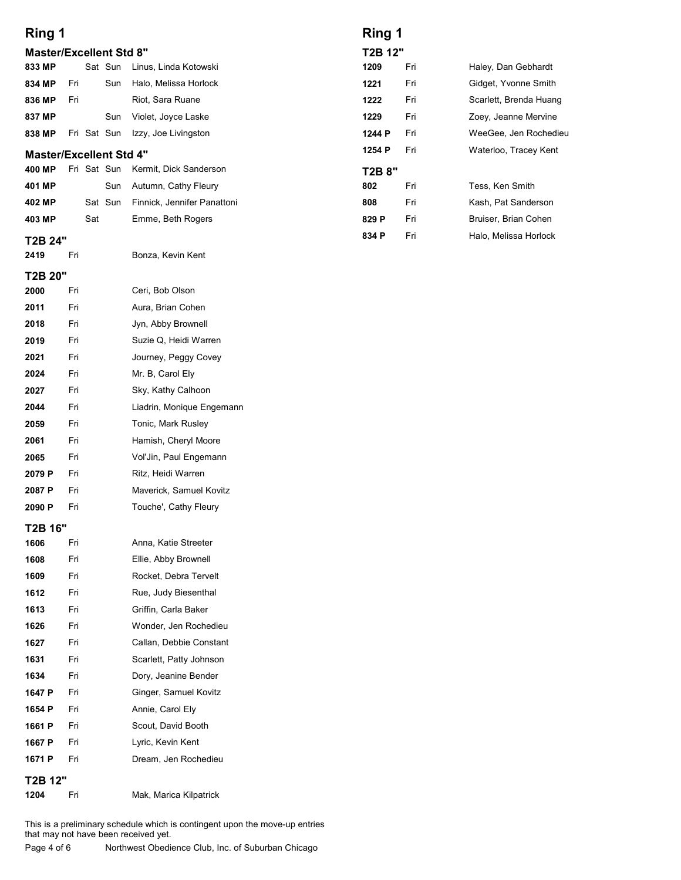## Ring 1

### Master/Excellent Std 8"

| | Fri | Sat | Sun | |
|---|---|---|---|---|
| 833 MP | | Sat | Sun | Linus, Linda Kotowski |
| 834 MP | Fri | | Sun | Halo, Melissa Horlock |
| 836 MP | Fri | | | Riot, Sara Ruane |
| 837 MP | | | Sun | Violet, Joyce Laske |
| 838 MP | Fri | Sat | Sun | Izzy, Joe Livingston |

### Master/Excellent Std 4"

| | Fri | Sat | Sun | |
|---|---|---|---|---|
| 400 MP | Fri | Sat | Sun | Kermit, Dick Sanderson |
| 401 MP | | | Sun | Autumn, Cathy Fleury |
| 402 MP | | Sat | Sun | Finnick, Jennifer Panattoni |
| 403 MP | | Sat | | Emme, Beth Rogers |

### T2B 24"

| | | |
|---|---|---|
| 2419 | Fri | Bonza, Kevin Kent |

### T2B 20"

| | | |
|---|---|---|
| 2000 | Fri | Ceri, Bob Olson |
| 2011 | Fri | Aura, Brian Cohen |
| 2018 | Fri | Jyn, Abby Brownell |
| 2019 | Fri | Suzie Q, Heidi Warren |
| 2021 | Fri | Journey, Peggy Covey |
| 2024 | Fri | Mr. B, Carol Ely |
| 2027 | Fri | Sky, Kathy Calhoon |
| 2044 | Fri | Liadrin, Monique Engemann |
| 2059 | Fri | Tonic, Mark Rusley |
| 2061 | Fri | Hamish, Cheryl Moore |
| 2065 | Fri | Vol'Jin, Paul Engemann |
| 2079 P | Fri | Ritz, Heidi Warren |
| 2087 P | Fri | Maverick, Samuel Kovitz |
| 2090 P | Fri | Touche', Cathy Fleury |

### T2B 16"

| | | |
|---|---|---|
| 1606 | Fri | Anna, Katie Streeter |
| 1608 | Fri | Ellie, Abby Brownell |
| 1609 | Fri | Rocket, Debra Tervelt |
| 1612 | Fri | Rue, Judy Biesenthal |
| 1613 | Fri | Griffin, Carla Baker |
| 1626 | Fri | Wonder, Jen Rochedieu |
| 1627 | Fri | Callan, Debbie Constant |
| 1631 | Fri | Scarlett, Patty Johnson |
| 1634 | Fri | Dory, Jeanine Bender |
| 1647 P | Fri | Ginger, Samuel Kovitz |
| 1654 P | Fri | Annie, Carol Ely |
| 1661 P | Fri | Scout, David Booth |
| 1667 P | Fri | Lyric, Kevin Kent |
| 1671 P | Fri | Dream, Jen Rochedieu |

### T2B 12"

| | | |
|---|---|---|
| 1204 | Fri | Mak, Marica Kilpatrick |

## Ring 1

### T2B 12"

| | | |
|---|---|---|
| 1209 | Fri | Haley, Dan Gebhardt |
| 1221 | Fri | Gidget, Yvonne Smith |
| 1222 | Fri | Scarlett, Brenda Huang |
| 1229 | Fri | Zoey, Jeanne Mervine |
| 1244 P | Fri | WeeGee, Jen Rochedieu |
| 1254 P | Fri | Waterloo, Tracey Kent |

### T2B 8"

| | | |
|---|---|---|
| 802 | Fri | Tess, Ken Smith |
| 808 | Fri | Kash, Pat Sanderson |
| 829 P | Fri | Bruiser, Brian Cohen |
| 834 P | Fri | Halo, Melissa Horlock |

This is a preliminary schedule which is contingent upon the move-up entries that may not have been received yet.

Northwest Obedience Club, Inc. of Suburban Chicago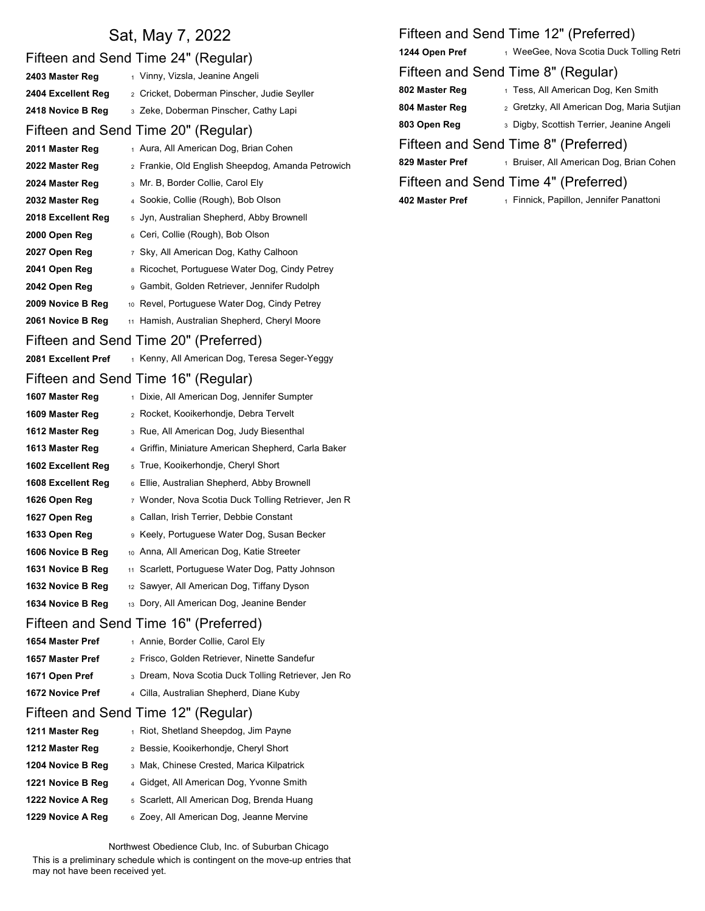# Sat, May 7, 2022

## Fifteen and Send Time 24" (Regular)

| | | |
|---|---|---|
| **2403 Master Reg** | 1 | Vinny, Vizsla, Jeanine Angeli |
| **2404 Excellent Reg** | 2 | Cricket, Doberman Pinscher, Judie Seyller |
| **2418 Novice B Reg** | 3 | Zeke, Doberman Pinscher, Cathy Lapi |

## Fifteen and Send Time 20" (Regular)

| | | |
|---|---|---|
| **2011 Master Reg** | 1 | Aura, All American Dog, Brian Cohen |
| **2022 Master Reg** | 2 | Frankie, Old English Sheepdog, Amanda Petrowich |
| **2024 Master Reg** | 3 | Mr. B, Border Collie, Carol Ely |
| **2032 Master Reg** | 4 | Sookie, Collie (Rough), Bob Olson |
| **2018 Excellent Reg** | 5 | Jyn, Australian Shepherd, Abby Brownell |
| **2000 Open Reg** | 6 | Ceri, Collie (Rough), Bob Olson |
| **2027 Open Reg** | 7 | Sky, All American Dog, Kathy Calhoon |
| **2041 Open Reg** | 8 | Ricochet, Portuguese Water Dog, Cindy Petrey |
| **2042 Open Reg** | 9 | Gambit, Golden Retriever, Jennifer Rudolph |
| **2009 Novice B Reg** | 10 | Revel, Portuguese Water Dog, Cindy Petrey |
| **2061 Novice B Reg** | 11 | Hamish, Australian Shepherd, Cheryl Moore |

## Fifteen and Send Time 20" (Preferred)

| | | |
|---|---|---|
| **2081 Excellent Pref** | 1 | Kenny, All American Dog, Teresa Seger-Yeggy |

## Fifteen and Send Time 16" (Regular)

| | | |
|---|---|---|
| **1607 Master Reg** | 1 | Dixie, All American Dog, Jennifer Sumpter |
| **1609 Master Reg** | 2 | Rocket, Kooikerhondje, Debra Tervelt |
| **1612 Master Reg** | 3 | Rue, All American Dog, Judy Biesenthal |
| **1613 Master Reg** | 4 | Griffin, Miniature American Shepherd, Carla Baker |
| **1602 Excellent Reg** | 5 | True, Kooikerhondje, Cheryl Short |
| **1608 Excellent Reg** | 6 | Ellie, Australian Shepherd, Abby Brownell |
| **1626 Open Reg** | 7 | Wonder, Nova Scotia Duck Tolling Retriever, Jen R |
| **1627 Open Reg** | 8 | Callan, Irish Terrier, Debbie Constant |
| **1633 Open Reg** | 9 | Keely, Portuguese Water Dog, Susan Becker |
| **1606 Novice B Reg** | 10 | Anna, All American Dog, Katie Streeter |
| **1631 Novice B Reg** | 11 | Scarlett, Portuguese Water Dog, Patty Johnson |
| **1632 Novice B Reg** | 12 | Sawyer, All American Dog, Tiffany Dyson |
| **1634 Novice B Reg** | 13 | Dory, All American Dog, Jeanine Bender |

## Fifteen and Send Time 16" (Preferred)

| | | |
|---|---|---|
| **1654 Master Pref** | 1 | Annie, Border Collie, Carol Ely |
| **1657 Master Pref** | 2 | Frisco, Golden Retriever, Ninette Sandefur |
| **1671 Open Pref** | 3 | Dream, Nova Scotia Duck Tolling Retriever, Jen Ro |
| **1672 Novice Pref** | 4 | Cilla, Australian Shepherd, Diane Kuby |

## Fifteen and Send Time 12" (Regular)

| | | |
|---|---|---|
| **1211 Master Reg** | 1 | Riot, Shetland Sheepdog, Jim Payne |
| **1212 Master Reg** | 2 | Bessie, Kooikerhondje, Cheryl Short |
| **1204 Novice B Reg** | 3 | Mak, Chinese Crested, Marica Kilpatrick |
| **1221 Novice B Reg** | 4 | Gidget, All American Dog, Yvonne Smith |
| **1222 Novice A Reg** | 5 | Scarlett, All American Dog, Brenda Huang |
| **1229 Novice A Reg** | 6 | Zoey, All American Dog, Jeanne Mervine |

## Fifteen and Send Time 12" (Preferred)

| | | |
|---|---|---|
| **1244 Open Pref** | 1 | WeeGee, Nova Scotia Duck Tolling Retri |

## Fifteen and Send Time 8" (Regular)

| | | |
|---|---|---|
| **802 Master Reg** | 1 | Tess, All American Dog, Ken Smith |
| **804 Master Reg** | 2 | Gretzky, All American Dog, Maria Sutjian |
| **803 Open Reg** | 3 | Digby, Scottish Terrier, Jeanine Angeli |

## Fifteen and Send Time 8" (Preferred)

| | | |
|---|---|---|
| **829 Master Pref** | 1 | Bruiser, All American Dog, Brian Cohen |

## Fifteen and Send Time 4" (Preferred)

| | | |
|---|---|---|
| **402 Master Pref** | 1 | Finnick, Papillon, Jennifer Panattoni |

Northwest Obedience Club, Inc. of Suburban Chicago

This is a preliminary schedule which is contingent on the move-up entries that may not have been received yet.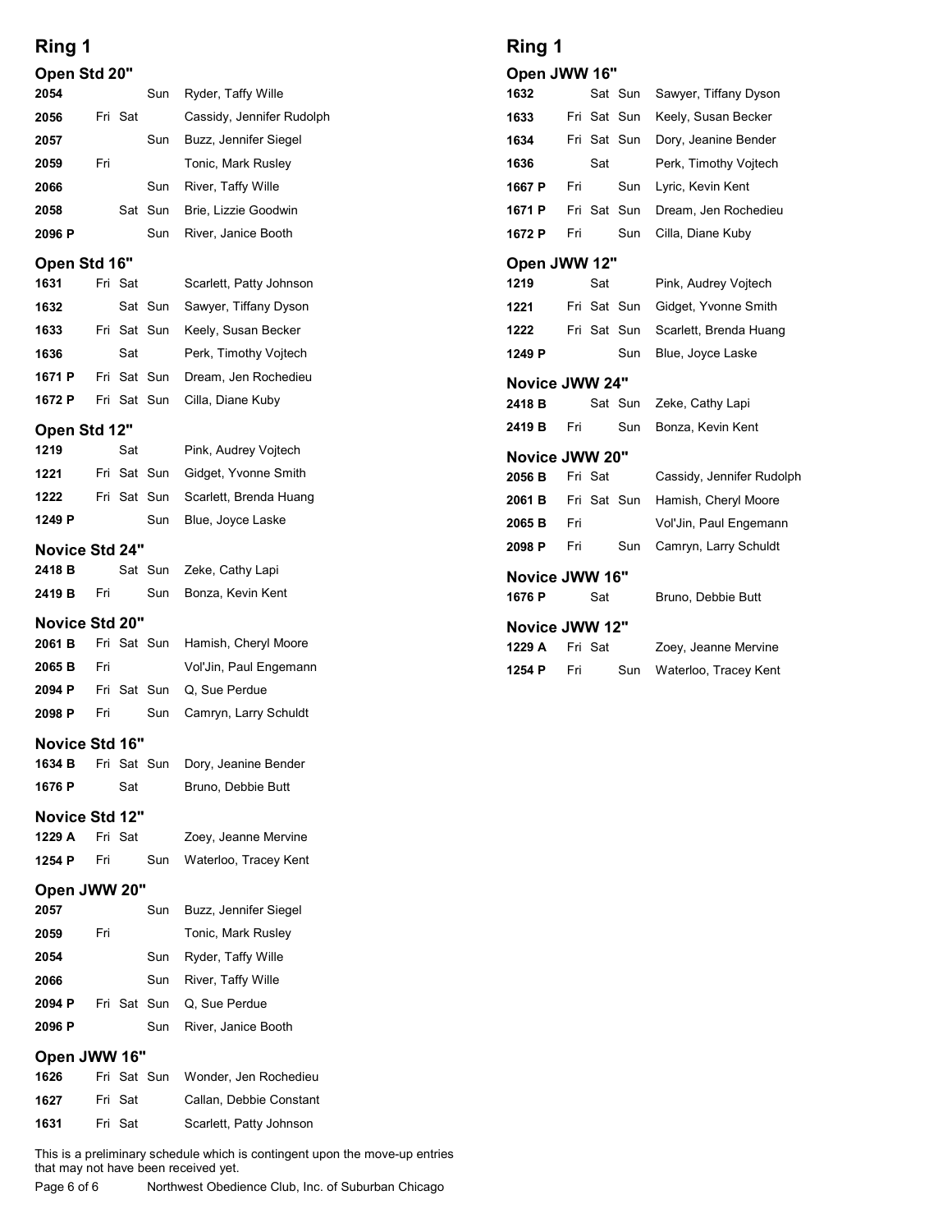## Ring 1

### Open Std 20"

| | | | | |
|---|---|---|---|---|
| 2054 | | | Sun | Ryder, Taffy Wille |
| 2056 | Fri | Sat | | Cassidy, Jennifer Rudolph |
| 2057 | | | Sun | Buzz, Jennifer Siegel |
| 2059 | Fri | | | Tonic, Mark Rusley |
| 2066 | | | Sun | River, Taffy Wille |
| 2058 | | Sat | Sun | Brie, Lizzie Goodwin |
| 2096 P | | | Sun | River, Janice Booth |

### Open Std 16"

| | | | | |
|---|---|---|---|---|
| 1631 | Fri | Sat | | Scarlett, Patty Johnson |
| 1632 | | Sat | Sun | Sawyer, Tiffany Dyson |
| 1633 | Fri | Sat | Sun | Keely, Susan Becker |
| 1636 | | Sat | | Perk, Timothy Vojtech |
| 1671 P | Fri | Sat | Sun | Dream, Jen Rochedieu |
| 1672 P | Fri | Sat | Sun | Cilla, Diane Kuby |

### Open Std 12"

| | | | | |
|---|---|---|---|---|
| 1219 | | Sat | | Pink, Audrey Vojtech |
| 1221 | Fri | Sat | Sun | Gidget, Yvonne Smith |
| 1222 | Fri | Sat | Sun | Scarlett, Brenda Huang |
| 1249 P | | | Sun | Blue, Joyce Laske |

### Novice Std 24"

| | | | | |
|---|---|---|---|---|
| 2418 B | | Sat | Sun | Zeke, Cathy Lapi |
| 2419 B | Fri | | Sun | Bonza, Kevin Kent |

### Novice Std 20"

| | | | | |
|---|---|---|---|---|
| 2061 B | Fri | Sat | Sun | Hamish, Cheryl Moore |
| 2065 B | Fri | | | Vol'Jin, Paul Engemann |
| 2094 P | Fri | Sat | Sun | Q, Sue Perdue |
| 2098 P | Fri | | Sun | Camryn, Larry Schuldt |

### Novice Std 16"

| | | | | |
|---|---|---|---|---|
| 1634 B | Fri | Sat | Sun | Dory, Jeanine Bender |
| 1676 P | | Sat | | Bruno, Debbie Butt |

### Novice Std 12"

| | | | | |
|---|---|---|---|---|
| 1229 A | Fri | Sat | | Zoey, Jeanne Mervine |
| 1254 P | Fri | | Sun | Waterloo, Tracey Kent |

### Open JWW 20"

| | | | | |
|---|---|---|---|---|
| 2057 | | | Sun | Buzz, Jennifer Siegel |
| 2059 | Fri | | | Tonic, Mark Rusley |
| 2054 | | | Sun | Ryder, Taffy Wille |
| 2066 | | | Sun | River, Taffy Wille |
| 2094 P | Fri | Sat | Sun | Q, Sue Perdue |
| 2096 P | | | Sun | River, Janice Booth |

### Open JWW 16"

| | | | | |
|---|---|---|---|---|
| 1626 | Fri | Sat | Sun | Wonder, Jen Rochedieu |
| 1627 | Fri | Sat | | Callan, Debbie Constant |
| 1631 | Fri | Sat | | Scarlett, Patty Johnson |
| 1632 | | Sat | Sun | Sawyer, Tiffany Dyson |
| 1633 | Fri | Sat | Sun | Keely, Susan Becker |
| 1634 | Fri | Sat | Sun | Dory, Jeanine Bender |
| 1636 | | Sat | | Perk, Timothy Vojtech |
| 1667 P | Fri | | Sun | Lyric, Kevin Kent |
| 1671 P | Fri | Sat | Sun | Dream, Jen Rochedieu |
| 1672 P | Fri | | Sun | Cilla, Diane Kuby |

### Open JWW 12"

| | | | | |
|---|---|---|---|---|
| 1219 | | Sat | | Pink, Audrey Vojtech |
| 1221 | Fri | Sat | Sun | Gidget, Yvonne Smith |
| 1222 | Fri | Sat | Sun | Scarlett, Brenda Huang |
| 1249 P | | | Sun | Blue, Joyce Laske |

### Novice JWW 24"

| | | | | |
|---|---|---|---|---|
| 2418 B | | Sat | Sun | Zeke, Cathy Lapi |
| 2419 B | Fri | | Sun | Bonza, Kevin Kent |

### Novice JWW 20"

| | | | | |
|---|---|---|---|---|
| 2056 B | Fri | Sat | | Cassidy, Jennifer Rudolph |
| 2061 B | Fri | Sat | Sun | Hamish, Cheryl Moore |
| 2065 B | Fri | | | Vol'Jin, Paul Engemann |
| 2098 P | Fri | | Sun | Camryn, Larry Schuldt |

### Novice JWW 16"

| | | | | |
|---|---|---|---|---|
| 1676 P | | Sat | | Bruno, Debbie Butt |

### Novice JWW 12"

| | | | | |
|---|---|---|---|---|
| 1229 A | Fri | Sat | | Zoey, Jeanne Mervine |
| 1254 P | Fri | | Sun | Waterloo, Tracey Kent |

This is a preliminary schedule which is contingent upon the move-up entries that may not have been received yet.